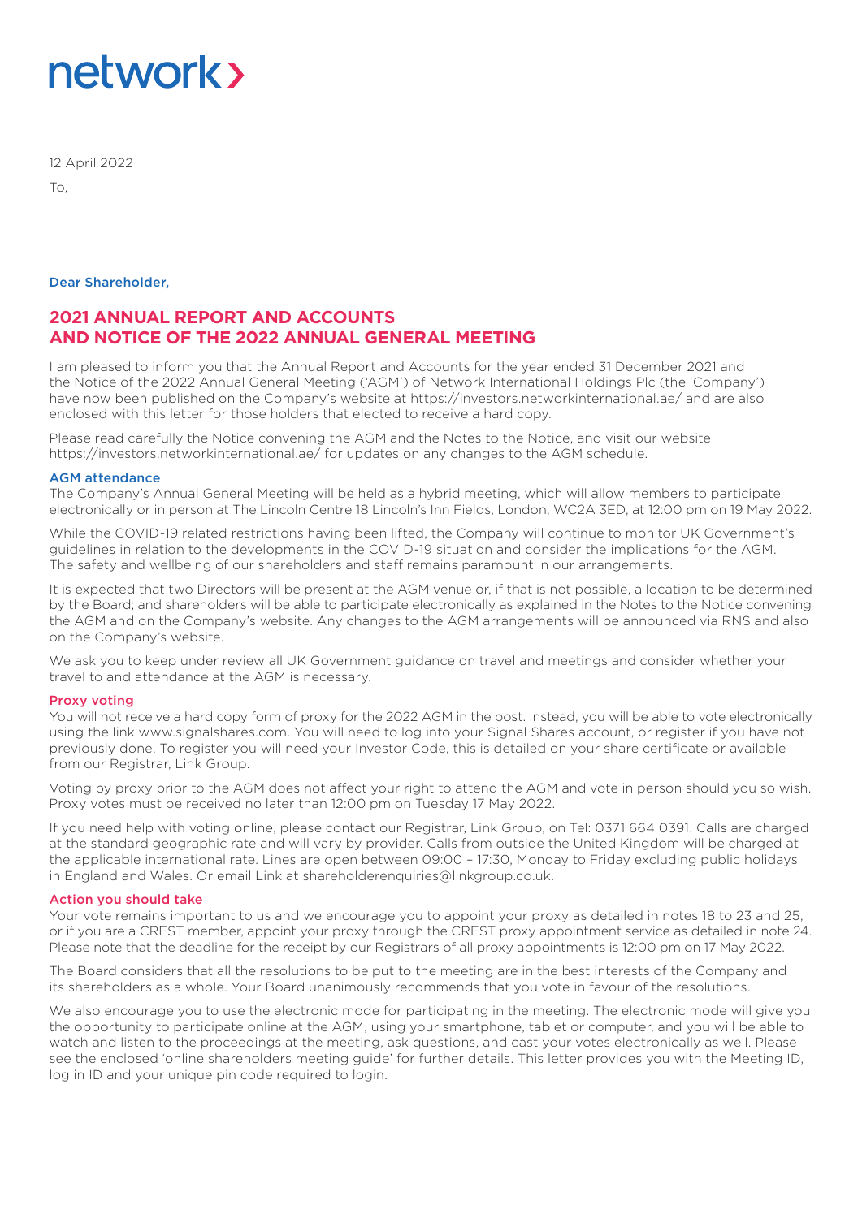network›

12 April 2022

To,

**Dear Shareholder,**

# 2021 ANNUAL REPORT AND ACCOUNTS AND NOTICE OF THE 2022 ANNUAL GENERAL MEETING

I am pleased to inform you that the Annual Report and Accounts for the year ended 31 December 2021 and the Notice of the 2022 Annual General Meeting ('AGM') of Network International Holdings Plc (the 'Company') have now been published on the Company's website at https://investors.networkinternational.ae/ and are also enclosed with this letter for those holders that elected to receive a hard copy.

Please read carefully the Notice convening the AGM and the Notes to the Notice, and visit our website https://investors.networkinternational.ae/ for updates on any changes to the AGM schedule.

## AGM attendance

The Company's Annual General Meeting will be held as a hybrid meeting, which will allow members to participate electronically or in person at The Lincoln Centre 18 Lincoln's Inn Fields, London, WC2A 3ED, at 12:00 pm on 19 May 2022.

While the COVID-19 related restrictions having been lifted, the Company will continue to monitor UK Government's guidelines in relation to the developments in the COVID-19 situation and consider the implications for the AGM. The safety and wellbeing of our shareholders and staff remains paramount in our arrangements.

It is expected that two Directors will be present at the AGM venue or, if that is not possible, a location to be determined by the Board; and shareholders will be able to participate electronically as explained in the Notes to the Notice convening the AGM and on the Company's website. Any changes to the AGM arrangements will be announced via RNS and also on the Company's website.

We ask you to keep under review all UK Government guidance on travel and meetings and consider whether your travel to and attendance at the AGM is necessary.

## Proxy voting

You will not receive a hard copy form of proxy for the 2022 AGM in the post. Instead, you will be able to vote electronically using the link www.signalshares.com. You will need to log into your Signal Shares account, or register if you have not previously done. To register you will need your Investor Code, this is detailed on your share certificate or available from our Registrar, Link Group.

Voting by proxy prior to the AGM does not affect your right to attend the AGM and vote in person should you so wish. Proxy votes must be received no later than 12:00 pm on Tuesday 17 May 2022.

If you need help with voting online, please contact our Registrar, Link Group, on Tel: 0371 664 0391. Calls are charged at the standard geographic rate and will vary by provider. Calls from outside the United Kingdom will be charged at the applicable international rate. Lines are open between 09:00 – 17:30, Monday to Friday excluding public holidays in England and Wales. Or email Link at shareholderenquiries@linkgroup.co.uk.

## Action you should take

Your vote remains important to us and we encourage you to appoint your proxy as detailed in notes 18 to 23 and 25, or if you are a CREST member, appoint your proxy through the CREST proxy appointment service as detailed in note 24. Please note that the deadline for the receipt by our Registrars of all proxy appointments is 12:00 pm on 17 May 2022.

The Board considers that all the resolutions to be put to the meeting are in the best interests of the Company and its shareholders as a whole. Your Board unanimously recommends that you vote in favour of the resolutions.

We also encourage you to use the electronic mode for participating in the meeting. The electronic mode will give you the opportunity to participate online at the AGM, using your smartphone, tablet or computer, and you will be able to watch and listen to the proceedings at the meeting, ask questions, and cast your votes electronically as well. Please see the enclosed 'online shareholders meeting guide' for further details. This letter provides you with the Meeting ID, log in ID and your unique pin code required to login.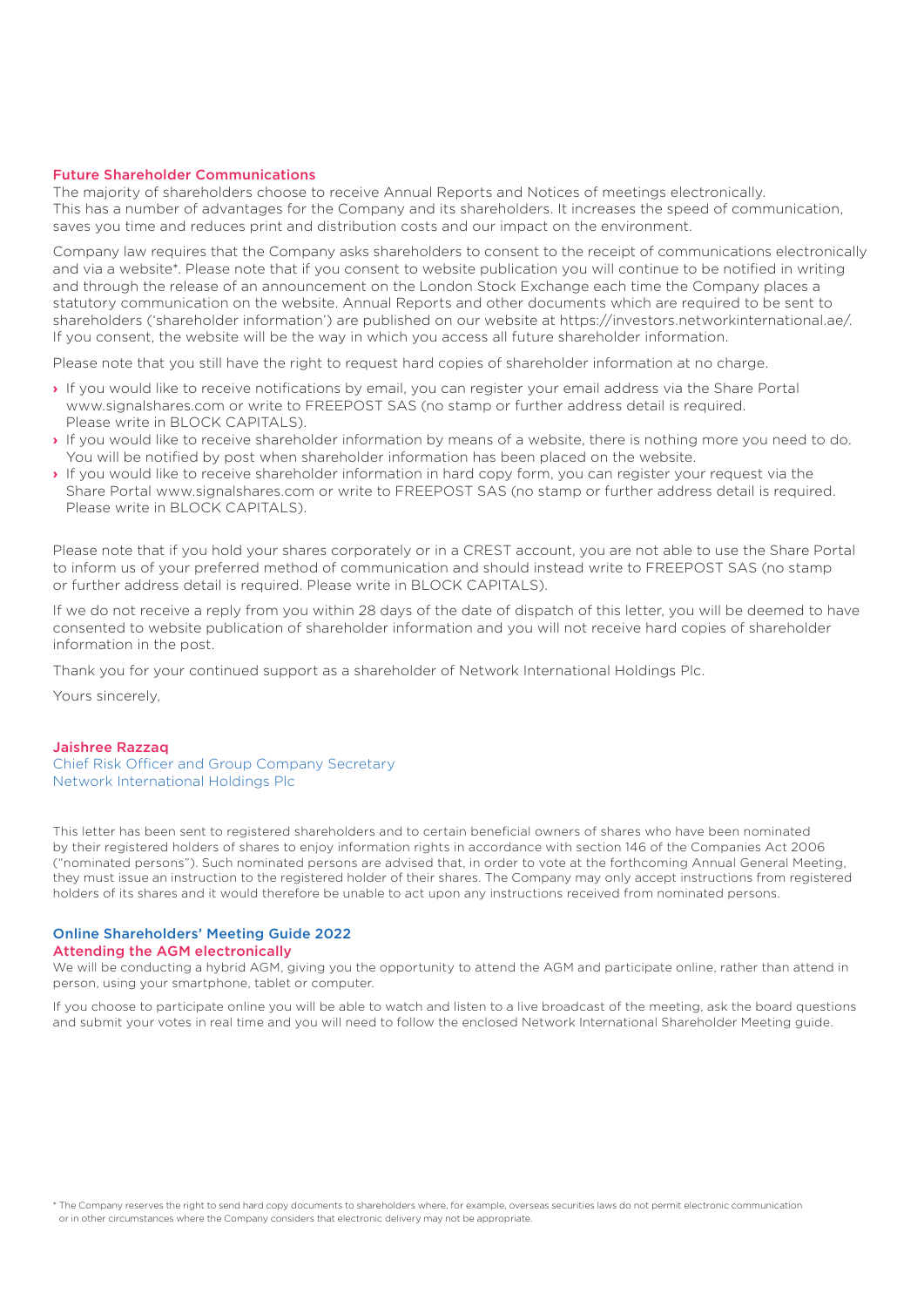## Future Shareholder Communications

The majority of shareholders choose to receive Annual Reports and Notices of meetings electronically. This has a number of advantages for the Company and its shareholders. It increases the speed of communication, saves you time and reduces print and distribution costs and our impact on the environment.

Company law requires that the Company asks shareholders to consent to the receipt of communications electronically and via a website*. Please note that if you consent to website publication you will continue to be notified in writing and through the release of an announcement on the London Stock Exchange each time the Company places a statutory communication on the website. Annual Reports and other documents which are required to be sent to shareholders ('shareholder information') are published on our website at https://investors.networkinternational.ae/. If you consent, the website will be the way in which you access all future shareholder information.

Please note that you still have the right to request hard copies of shareholder information at no charge.

- If you would like to receive notifications by email, you can register your email address via the Share Portal www.signalshares.com or write to FREEPOST SAS (no stamp or further address detail is required. Please write in BLOCK CAPITALS).
- If you would like to receive shareholder information by means of a website, there is nothing more you need to do. You will be notified by post when shareholder information has been placed on the website.
- If you would like to receive shareholder information in hard copy form, you can register your request via the Share Portal www.signalshares.com or write to FREEPOST SAS (no stamp or further address detail is required. Please write in BLOCK CAPITALS).

Please note that if you hold your shares corporately or in a CREST account, you are not able to use the Share Portal to inform us of your preferred method of communication and should instead write to FREEPOST SAS (no stamp or further address detail is required. Please write in BLOCK CAPITALS).

If we do not receive a reply from you within 28 days of the date of dispatch of this letter, you will be deemed to have consented to website publication of shareholder information and you will not receive hard copies of shareholder information in the post.

Thank you for your continued support as a shareholder of Network International Holdings Plc.

Yours sincerely,

**Jaishree Razzaq**
Chief Risk Officer and Group Company Secretary
Network International Holdings Plc

This letter has been sent to registered shareholders and to certain beneficial owners of shares who have been nominated by their registered holders of shares to enjoy information rights in accordance with section 146 of the Companies Act 2006 ("nominated persons"). Such nominated persons are advised that, in order to vote at the forthcoming Annual General Meeting, they must issue an instruction to the registered holder of their shares. The Company may only accept instructions from registered holders of its shares and it would therefore be unable to act upon any instructions received from nominated persons.

## Online Shareholders' Meeting Guide 2022

### Attending the AGM electronically

We will be conducting a hybrid AGM, giving you the opportunity to attend the AGM and participate online, rather than attend in person, using your smartphone, tablet or computer.

If you choose to participate online you will be able to watch and listen to a live broadcast of the meeting, ask the board questions and submit your votes in real time and you will need to follow the enclosed Network International Shareholder Meeting guide.

* The Company reserves the right to send hard copy documents to shareholders where, for example, overseas securities laws do not permit electronic communication or in other circumstances where the Company considers that electronic delivery may not be appropriate.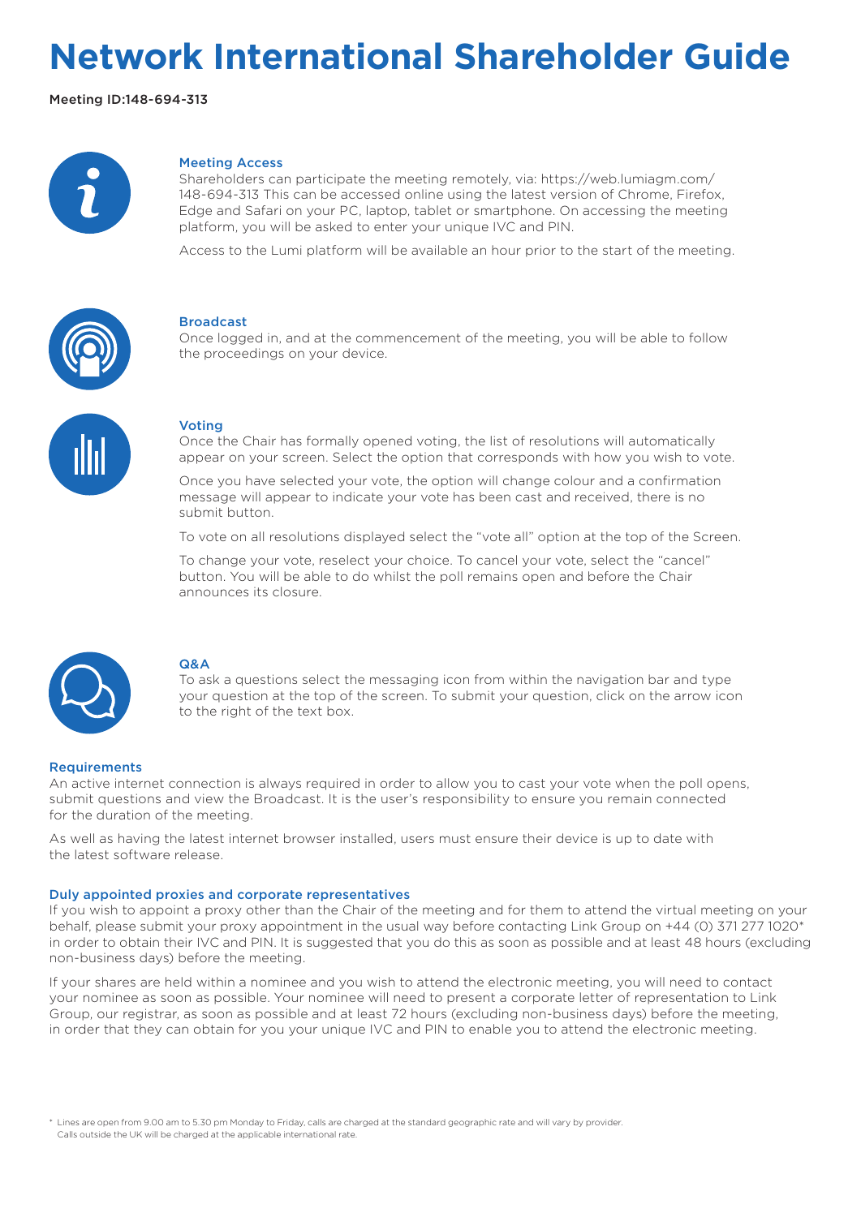# Network International Shareholder Guide

Meeting ID:148-694-313

### Meeting Access

Shareholders can participate the meeting remotely, via: https://web.lumiagm.com/148-694-313 This can be accessed online using the latest version of Chrome, Firefox, Edge and Safari on your PC, laptop, tablet or smartphone. On accessing the meeting platform, you will be asked to enter your unique IVC and PIN.

Access to the Lumi platform will be available an hour prior to the start of the meeting.

### Broadcast

Once logged in, and at the commencement of the meeting, you will be able to follow the proceedings on your device.

### Voting

Once the Chair has formally opened voting, the list of resolutions will automatically appear on your screen. Select the option that corresponds with how you wish to vote.

Once you have selected your vote, the option will change colour and a confirmation message will appear to indicate your vote has been cast and received, there is no submit button.

To vote on all resolutions displayed select the "vote all" option at the top of the Screen.

To change your vote, reselect your choice. To cancel your vote, select the "cancel" button. You will be able to do whilst the poll remains open and before the Chair announces its closure.

### Q&A

To ask a questions select the messaging icon from within the navigation bar and type your question at the top of the screen. To submit your question, click on the arrow icon to the right of the text box.

### Requirements

An active internet connection is always required in order to allow you to cast your vote when the poll opens, submit questions and view the Broadcast. It is the user's responsibility to ensure you remain connected for the duration of the meeting.

As well as having the latest internet browser installed, users must ensure their device is up to date with the latest software release.

### Duly appointed proxies and corporate representatives

If you wish to appoint a proxy other than the Chair of the meeting and for them to attend the virtual meeting on your behalf, please submit your proxy appointment in the usual way before contacting Link Group on +44 (0) 371 277 1020* in order to obtain their IVC and PIN. It is suggested that you do this as soon as possible and at least 48 hours (excluding non-business days) before the meeting.

If your shares are held within a nominee and you wish to attend the electronic meeting, you will need to contact your nominee as soon as possible. Your nominee will need to present a corporate letter of representation to Link Group, our registrar, as soon as possible and at least 72 hours (excluding non-business days) before the meeting, in order that they can obtain for you your unique IVC and PIN to enable you to attend the electronic meeting.

\* Lines are open from 9.00 am to 5.30 pm Monday to Friday, calls are charged at the standard geographic rate and will vary by provider. Calls outside the UK will be charged at the applicable international rate.